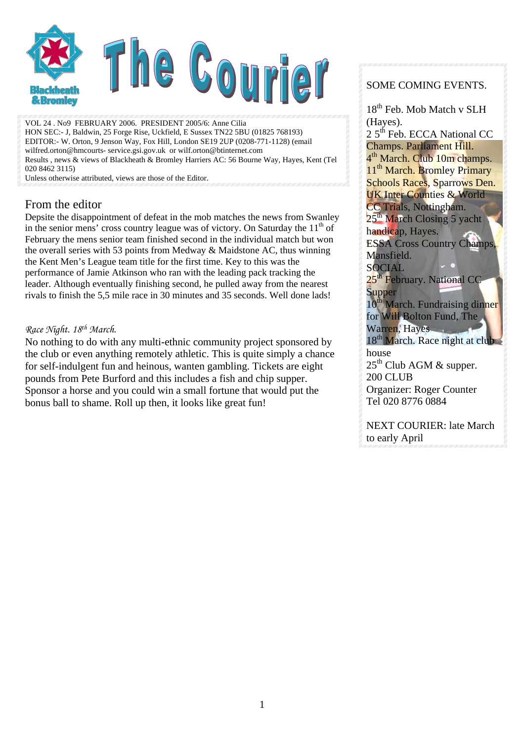# The Courier

VOL 24 . No9 FEBRUARY 2006. PRESIDENT 2005/6: Anne Cilia
HON SEC:- J, Baldwin, 25 Forge Rise, Uckfield, E Sussex TN22 5BU (01825 768193)
EDITOR:- W. Orton, 9 Jenson Way, Fox Hill, London SE19 2UP (0208-771-1128) (email wilfred.orton@hmcourts- service.gsi.gov.uk or wilf.orton@btinternet.com
Results , news & views of Blackheath & Bromley Harriers AC: 56 Bourne Way, Hayes, Kent (Tel 020 8462 3115)
Unless otherwise attributed, views are those of the Editor.

## From the editor

Depsite the disappointment of defeat in the mob matches the news from Swanley in the senior mens' cross country league was of victory. On Saturday the 11th of February the mens senior team finished second in the individual match but won the overall series with 53 points from Medway & Maidstone AC, thus winning the Kent Men's League team title for the first time. Key to this was the performance of Jamie Atkinson who ran with the leading pack tracking the leader. Although eventually finishing second, he pulled away from the nearest rivals to finish the 5,5 mile race in 30 minutes and 35 seconds. Well done lads!

*Race Night. 18th March.*

No nothing to do with any multi-ethnic community project sponsored by the club or even anything remotely athletic. This is quite simply a chance for self-indulgent fun and heinous, wanten gambling. Tickets are eight pounds from Pete Burford and this includes a fish and chip supper. Sponsor a horse and you could win a small fortune that would put the bonus ball to shame. Roll up then, it looks like great fun!

## SOME COMING EVENTS.

18th Feb. Mob Match v SLH (Hayes).
2 5th Feb. ECCA National CC Champs. Parliament Hill.
4th March. Club 10m champs.
11th March. Bromley Primary Schools Races, Sparrows Den.
UK Inter Counties & World CC Trials, Nottingham.
25th March Closing 5 yacht handicap, Hayes.
ESSA Cross Country Champs, Mansfield.

SOCIAL
25th February. National CC Supper
10th March. Fundraising dinner for Will Bolton Fund, The Warren, Hayes
18th March. Race night at club house
25th Club AGM & supper.

200 CLUB
Organizer: Roger Counter
Tel 020 8776 0884

NEXT COURIER: late March to early April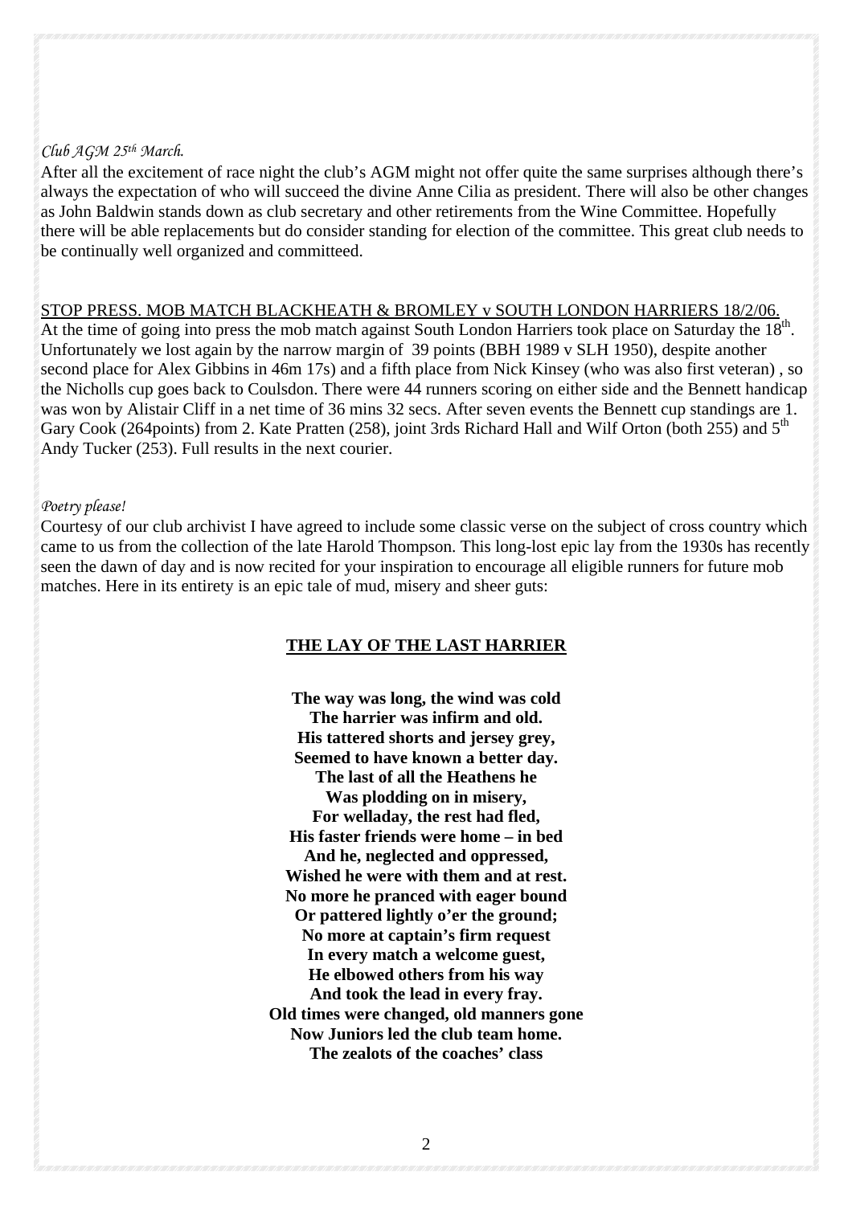*Club AGM 25th March.*

After all the excitement of race night the club's AGM might not offer quite the same surprises although there's always the expectation of who will succeed the divine Anne Cilia as president. There will also be other changes as John Baldwin stands down as club secretary and other retirements from the Wine Committee. Hopefully there will be able replacements but do consider standing for election of the committee. This great club needs to be continually well organized and committeed.

STOP PRESS. MOB MATCH BLACKHEATH & BROMLEY v SOUTH LONDON HARRIERS 18/2/06.

At the time of going into press the mob match against South London Harriers took place on Saturday the 18th. Unfortunately we lost again by the narrow margin of 39 points (BBH 1989 v SLH 1950), despite another second place for Alex Gibbins in 46m 17s) and a fifth place from Nick Kinsey (who was also first veteran) , so the Nicholls cup goes back to Coulsdon. There were 44 runners scoring on either side and the Bennett handicap was won by Alistair Cliff in a net time of 36 mins 32 secs. After seven events the Bennett cup standings are 1. Gary Cook (264points) from 2. Kate Pratten (258), joint 3rds Richard Hall and Wilf Orton (both 255) and 5th Andy Tucker (253). Full results in the next courier.

*Poetry please!*

Courtesy of our club archivist I have agreed to include some classic verse on the subject of cross country which came to us from the collection of the late Harold Thompson. This long-lost epic lay from the 1930s has recently seen the dawn of day and is now recited for your inspiration to encourage all eligible runners for future mob matches. Here in its entirety is an epic tale of mud, misery and sheer guts:

**THE LAY OF THE LAST HARRIER**

**The way was long, the wind was cold**
**The harrier was infirm and old.**
**His tattered shorts and jersey grey,**
**Seemed to have known a better day.**
**The last of all the Heathens he**
**Was plodding on in misery,**
**For welladay, the rest had fled,**
**His faster friends were home – in bed**
**And he, neglected and oppressed,**
**Wished he were with them and at rest.**
**No more he pranced with eager bound**
**Or pattered lightly o'er the ground;**
**No more at captain's firm request**
**In every match a welcome guest,**
**He elbowed others from his way**
**And took the lead in every fray.**
**Old times were changed, old manners gone**
**Now Juniors led the club team home.**
**The zealots of the coaches' class**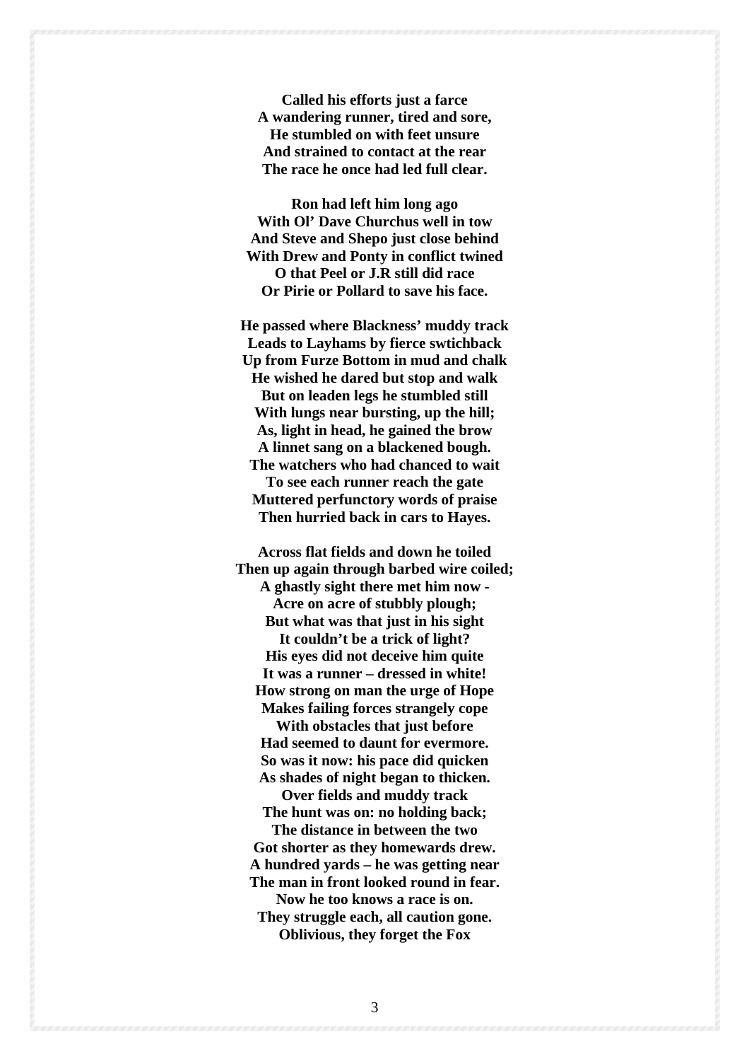**Called his efforts just a farce**
**A wandering runner, tired and sore,**
**He stumbled on with feet unsure**
**And strained to contact at the rear**
**The race he once had led full clear.**

**Ron had left him long ago**
**With Ol' Dave Churchus well in tow**
**And Steve and Shepo just close behind**
**With Drew and Ponty in conflict twined**
**O that Peel or J.R still did race**
**Or Pirie or Pollard to save his face.**

**He passed where Blackness' muddy track**
**Leads to Layhams by fierce swtichback**
**Up from Furze Bottom in mud and chalk**
**He wished he dared but stop and walk**
**But on leaden legs he stumbled still**
**With lungs near bursting, up the hill;**
**As, light in head, he gained the brow**
**A linnet sang on a blackened bough.**
**The watchers who had chanced to wait**
**To see each runner reach the gate**
**Muttered perfunctory words of praise**
**Then hurried back in cars to Hayes.**

**Across flat fields and down he toiled**
**Then up again through barbed wire coiled;**
**A ghastly sight there met him now -**
**Acre on acre of stubbly plough;**
**But what was that just in his sight**
**It couldn't be a trick of light?**
**His eyes did not deceive him quite**
**It was a runner – dressed in white!**
**How strong on man the urge of Hope**
**Makes failing forces strangely cope**
**With obstacles that just before**
**Had seemed to daunt for evermore.**
**So was it now: his pace did quicken**
**As shades of night began to thicken.**
**Over fields and muddy track**
**The hunt was on: no holding back;**
**The distance in between the two**
**Got shorter as they homewards drew.**
**A hundred yards – he was getting near**
**The man in front looked round in fear.**
**Now he too knows a race is on.**
**They struggle each, all caution gone.**
**Oblivious, they forget the Fox**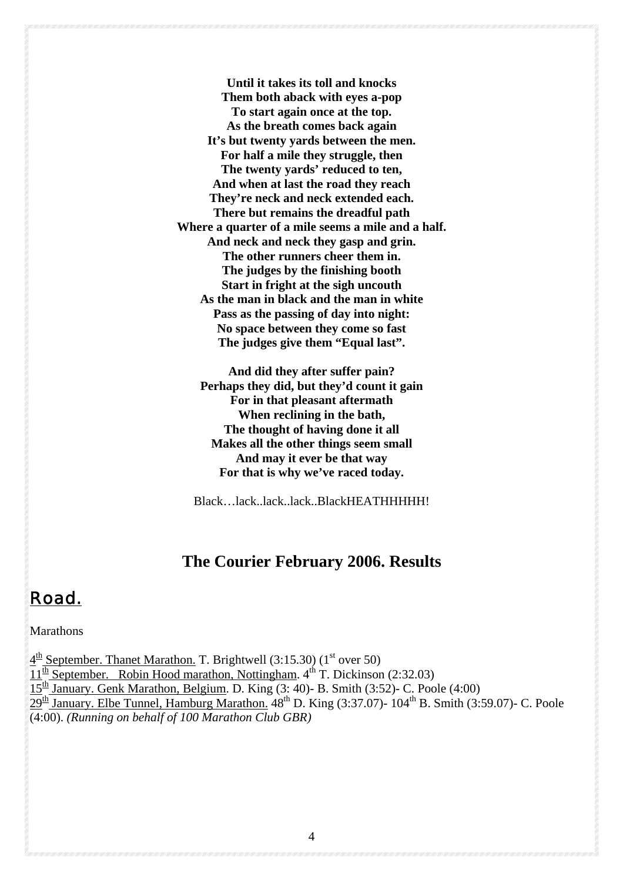**Until it takes its toll and knocks**
**Them both aback with eyes a-pop**
**To start again once at the top.**
**As the breath comes back again**
**It's but twenty yards between the men.**
**For half a mile they struggle, then**
**The twenty yards' reduced to ten,**
**And when at last the road they reach**
**They're neck and neck extended each.**
**There but remains the dreadful path**
**Where a quarter of a mile seems a mile and a half.**
**And neck and neck they gasp and grin.**
**The other runners cheer them in.**
**The judges by the finishing booth**
**Start in fright at the sigh uncouth**
**As the man in black and the man in white**
**Pass as the passing of day into night:**
**No space between they come so fast**
**The judges give them "Equal last".**

**And did they after suffer pain?**
**Perhaps they did, but they'd count it gain**
**For in that pleasant aftermath**
**When reclining in the bath,**
**The thought of having done it all**
**Makes all the other things seem small**
**And may it ever be that way**
**For that is why we've raced today.**

Black…lack..lack..lack..BlackHEATHHHHH!

## The Courier February 2006. Results

## Road.

Marathons

4th September. Thanet Marathon. T. Brightwell (3:15.30) (1st over 50)
11th September. Robin Hood marathon, Nottingham. 4th T. Dickinson (2:32.03)
15th January. Genk Marathon, Belgium. D. King (3: 40)- B. Smith (3:52)- C. Poole (4:00)
29th January. Elbe Tunnel, Hamburg Marathon. 48th D. King (3:37.07)- 104th B. Smith (3:59.07)- C. Poole (4:00). *(Running on behalf of 100 Marathon Club GBR)*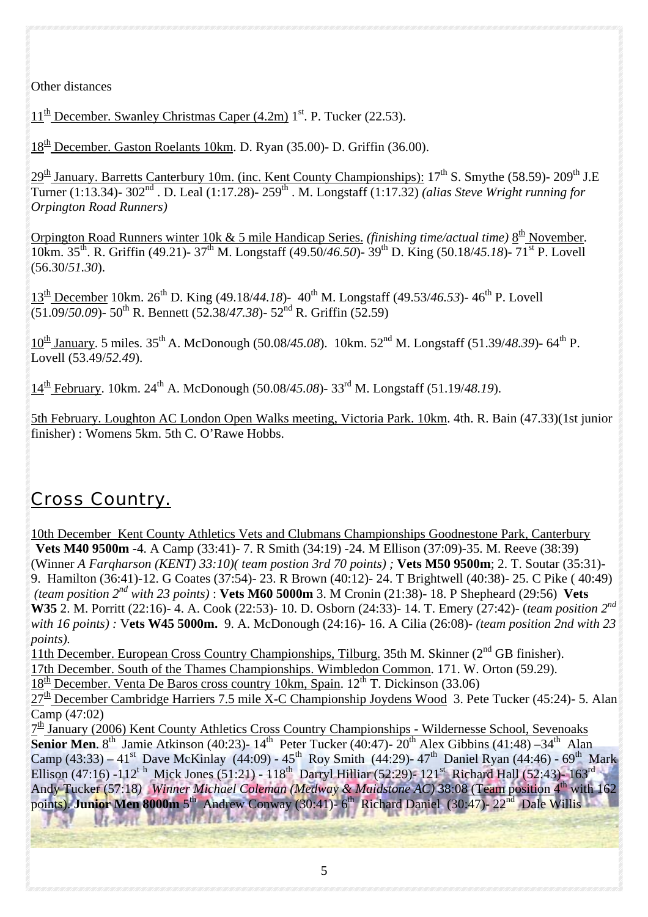Other distances

11th December. Swanley Christmas Caper (4.2m) 1st. P. Tucker (22.53).

18th December. Gaston Roelants 10km. D. Ryan (35.00)- D. Griffin (36.00).

29th January. Barretts Canterbury 10m. (inc. Kent County Championships): 17th S. Smythe (58.59)- 209th J.E Turner (1:13.34)- 302nd . D. Leal (1:17.28)- 259th . M. Longstaff (1:17.32) *(alias Steve Wright running for Orpington Road Runners)*

Orpington Road Runners winter 10k & 5 mile Handicap Series. *(finishing time/actual time)* 8th November. 10km. 35th. R. Griffin (49.21)- 37th M. Longstaff (49.50/*46.50*)- 39th D. King (50.18/*45.18*)- 71st P. Lovell (56.30/*51.30*).

13th December 10km. 26th D. King (49.18/*44.18*)- 40th M. Longstaff (49.53/*46.53*)- 46th P. Lovell (51.09/*50.09*)- 50th R. Bennett (52.38/*47.38*)- 52nd R. Griffin (52.59)

10th January. 5 miles. 35th A. McDonough (50.08/*45.08*). 10km. 52nd M. Longstaff (51.39/*48.39*)- 64th P. Lovell (53.49/*52.49*).

14th February. 10km. 24th A. McDonough (50.08/*45.08*)- 33rd M. Longstaff (51.19/*48.19*).

5th February. Loughton AC London Open Walks meeting, Victoria Park. 10km. 4th. R. Bain (47.33)(1st junior finisher) : Womens 5km. 5th C. O'Rawe Hobbs.

## Cross Country.

10th December Kent County Athletics Vets and Clubmans Championships Goodnestone Park, Canterbury **Vets M40 9500m** -4. A Camp (33:41)- 7. R Smith (34:19) -24. M Ellison (37:09)-35. M. Reeve (38:39) (Winner *A Farqharson (KENT) 33:10)( team postion 3rd 70 points) ;* **Vets M50 9500m**; 2. T. Soutar (35:31)- 9. Hamilton (36:41)-12. G Coates (37:54)- 23. R Brown (40:12)- 24. T Brightwell (40:38)- 25. C Pike ( 40:49) *(team position 2nd with 23 points)* : **Vets M60 5000m** 3. M Cronin (21:38)- 18. P Shepheard (29:56) **Vets W35** 2. M. Porritt (22:16)- 4. A. Cook (22:53)- 10. D. Osborn (24:33)- 14. T. Emery (27:42)- (*team position 2nd with 16 points) :* V**ets W45 5000m.** 9. A. McDonough (24:16)- 16. A Cilia (26:08)- *(team position 2nd with 23 points).*

11th December. European Cross Country Championships, Tilburg. 35th M. Skinner (2nd GB finisher).

17th December. South of the Thames Championships. Wimbledon Common. 171. W. Orton (59.29).

18th December. Venta De Baros cross country 10km, Spain. 12th T. Dickinson (33.06)

27th December Cambridge Harriers 7.5 mile X-C Championship Joydens Wood 3. Pete Tucker (45:24)- 5. Alan Camp (47:02)

7th January (2006) Kent County Athletics Cross Country Championships - Wildernesse School, Sevenoaks **Senior Men**. 8th Jamie Atkinson (40:23)- 14th Peter Tucker (40:47)- 20th Alex Gibbins (41:48) –34th Alan Camp (43:33) – 41st Dave McKinlay (44:09) - 45th Roy Smith (44:29)- 47th Daniel Ryan (44:46) - 69th Mark Ellison (47:16) -112th Mick Jones (51:21) - 118th Darryl Hilliar (52:29)- 121st Richard Hall (52:43)- 163rd Andy Tucker (57:18) *Winner Michael Coleman (Medway & Maidstone AC)* 38:08 (Team position 4th with 162 points). **Junior Men 8000m** 5th Andrew Conway (30:41)- 6th Richard Daniel (30:47)- 22nd Dale Willis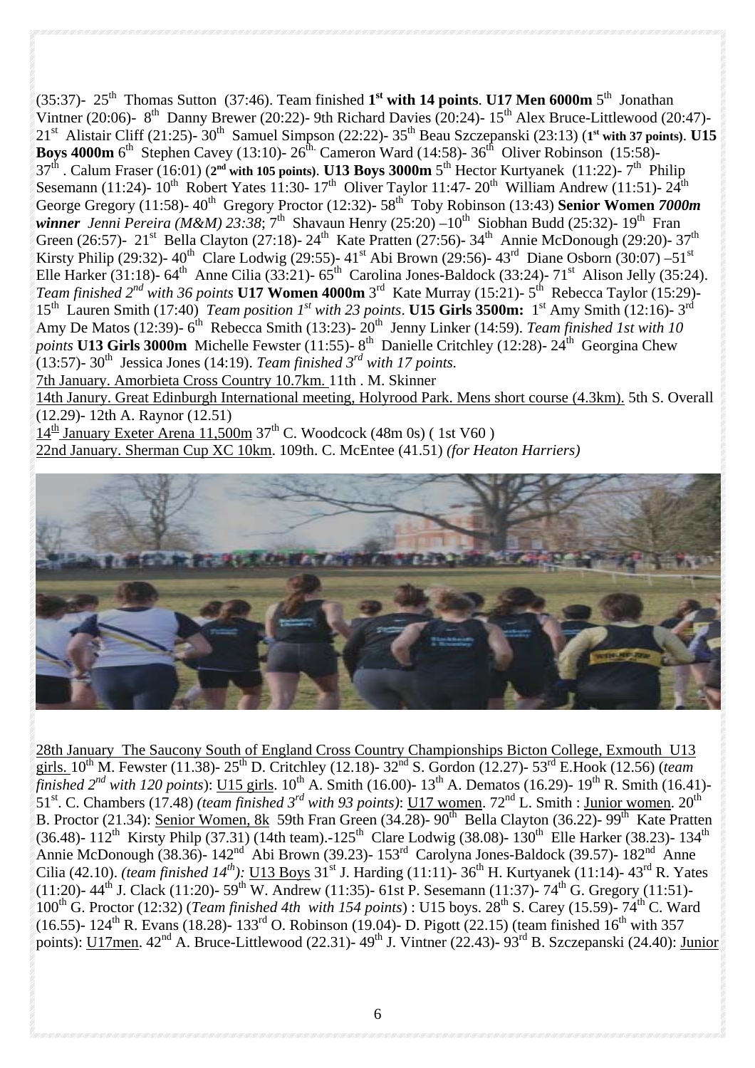(35:37)- 25th Thomas Sutton (37:46). Team finished **1st with 14 points**. **U17 Men 6000m** 5th Jonathan Vintner (20:06)- 8th Danny Brewer (20:22)- 9th Richard Davies (20:24)- 15th Alex Bruce-Littlewood (20:47)- 21st Alistair Cliff (21:25)- 30th Samuel Simpson (22:22)- 35th Beau Szczepanski (23:13) (**1st with 37 points**). **U15 Boys 4000m** 6th Stephen Cavey (13:10)- 26th. Cameron Ward (14:58)- 36th Oliver Robinson (15:58)- 37th . Calum Fraser (16:01) (**2nd with 105 points**). **U13 Boys 3000m** 5th Hector Kurtyanek (11:22)- 7th Philip Sesemann (11:24)- 10th Robert Yates 11:30- 17th Oliver Taylor 11:47- 20th William Andrew (11:51)- 24th George Gregory (11:58)- 40th Gregory Proctor (12:32)- 58th Toby Robinson (13:43) **Senior Women *7000m winner*** *Jenni Pereira (M&M) 23:38*; 7th Shavaun Henry (25:20) –10th Siobhan Budd (25:32)- 19th Fran Green (26:57)- 21st Bella Clayton (27:18)- 24th Kate Pratten (27:56)- 34th Annie McDonough (29:20)- 37th Kirsty Philip (29:32)- 40th Clare Lodwig (29:55)- 41st Abi Brown (29:56)- 43rd Diane Osborn (30:07) –51st Elle Harker (31:18)- 64th Anne Cilia (33:21)- 65th Carolina Jones-Baldock (33:24)- 71st Alison Jelly (35:24). *Team finished 2nd with 36 points* **U17 Women 4000m** 3rd Kate Murray (15:21)- 5th Rebecca Taylor (15:29)- 15th Lauren Smith (17:40) *Team position 1st with 23 points*. **U15 Girls 3500m:** 1st Amy Smith (12:16)- 3rd Amy De Matos (12:39)- 6th Rebecca Smith (13:23)- 20th Jenny Linker (14:59). *Team finished 1st with 10 points* **U13 Girls 3000m** Michelle Fewster (11:55)- 8th Danielle Critchley (12:28)- 24th Georgina Chew (13:57)- 30th Jessica Jones (14:19). *Team finished 3rd with 17 points.*

7th January. Amorbieta Cross Country 10.7km. 11th . M. Skinner

14th Janury. Great Edinburgh International meeting, Holyrood Park. Mens short course (4.3km). 5th S. Overall (12.29)- 12th A. Raynor (12.51)

14th January Exeter Arena 11,500m 37th C. Woodcock (48m 0s) ( 1st V60 )

22nd January. Sherman Cup XC 10km. 109th. C. McEntee (41.51) *(for Heaton Harriers)*

28th January The Saucony South of England Cross Country Championships Bicton College, Exmouth U13 girls. 10th M. Fewster (11.38)- 25th D. Critchley (12.18)- 32nd S. Gordon (12.27)- 53rd E.Hook (12.56) (*team finished 2nd with 120 points*): U15 girls. 10th A. Smith (16.00)- 13th A. Dematos (16.29)- 19th R. Smith (16.41)- 51st. C. Chambers (17.48) *(team finished 3rd with 93 points)*: U17 women. 72nd L. Smith : Junior women. 20th B. Proctor (21.34): Senior Women, 8k 59th Fran Green (34.28)- 90th Bella Clayton (36.22)- 99th Kate Pratten (36.48)- 112th Kirsty Philp (37.31) (14th team).-125th Clare Lodwig (38.08)- 130th Elle Harker (38.23)- 134th Annie McDonough (38.36)- 142nd Abi Brown (39.23)- 153rd Carolyna Jones-Baldock (39.57)- 182nd Anne Cilia (42.10). *(team finished 14th):* U13 Boys 31st J. Harding (11:11)- 36th H. Kurtyanek (11:14)- 43rd R. Yates (11:20)- 44th J. Clack (11:20)- 59th W. Andrew (11:35)- 61st P. Sesemann (11:37)- 74th G. Gregory (11:51)- 100th G. Proctor (12:32) (*Team finished 4th with 154 points*) : U15 boys. 28th S. Carey (15.59)- 74th C. Ward (16.55)- 124th R. Evans (18.28)- 133rd O. Robinson (19.04)- D. Pigott (22.15) (team finished 16th with 357 points): U17men. 42nd A. Bruce-Littlewood (22.31)- 49th J. Vintner (22.43)- 93rd B. Szczepanski (24.40): Junior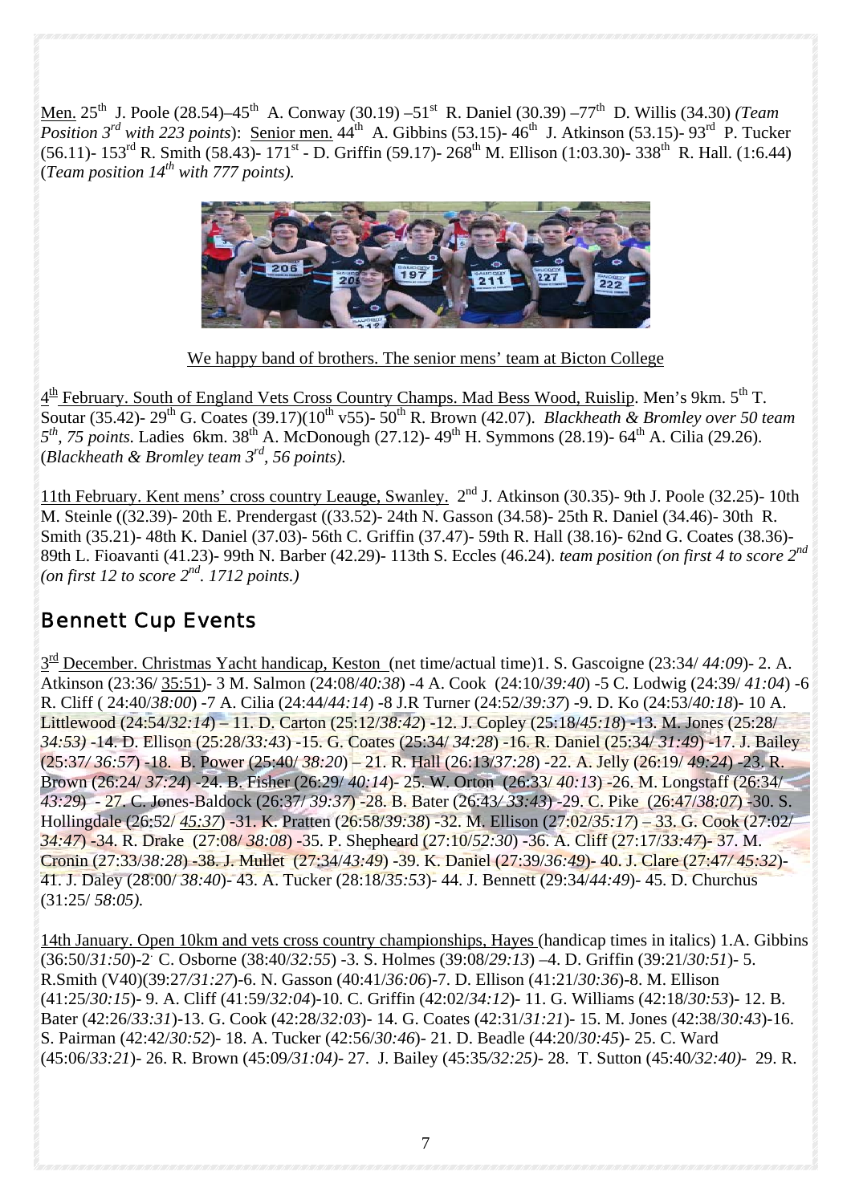Men. 25th J. Poole (28.54)–45th A. Conway (30.19) –51st R. Daniel (30.39) –77th D. Willis (34.30) *(Team Position 3rd with 223 points)*: Senior men. 44th A. Gibbins (53.15)- 46th J. Atkinson (53.15)- 93rd P. Tucker (56.11)- 153rd R. Smith (58.43)- 171st - D. Griffin (59.17)- 268th M. Ellison (1:03.30)- 338th R. Hall. (1:6.44) (*Team position 14th with 777 points).*

We happy band of brothers. The senior mens' team at Bicton College

4th February. South of England Vets Cross Country Champs. Mad Bess Wood, Ruislip. Men's 9km. 5th T. Soutar (35.42)- 29th G. Coates (39.17)(10th v55)- 50th R. Brown (42.07). *Blackheath & Bromley over 50 team 5th, 75 points.* Ladies 6km. 38th A. McDonough (27.12)- 49th H. Symmons (28.19)- 64th A. Cilia (29.26). (*Blackheath & Bromley team 3rd, 56 points).*

11th February. Kent mens' cross country Leauge, Swanley. 2nd J. Atkinson (30.35)- 9th J. Poole (32.25)- 10th M. Steinle ((32.39)- 20th E. Prendergast ((33.52)- 24th N. Gasson (34.58)- 25th R. Daniel (34.46)- 30th R. Smith (35.21)- 48th K. Daniel (37.03)- 56th C. Griffin (37.47)- 59th R. Hall (38.16)- 62nd G. Coates (38.36)- 89th L. Fioavanti (41.23)- 99th N. Barber (42.29)- 113th S. Eccles (46.24). *team position (on first 4 to score 2nd (on first 12 to score 2nd. 1712 points.)*

## Bennett Cup Events

3rd December. Christmas Yacht handicap, Keston (net time/actual time)1. S. Gascoigne (23:34/ *44:09*)- 2. A. Atkinson (23:36/ 35:51)- 3 M. Salmon (24:08/*40:38*) -4 A. Cook (24:10/*39:40*) -5 C. Lodwig (24:39/ *41:04*) -6 R. Cliff ( 24:40/*38:00*) -7 A. Cilia (24:44/*44:14*) -8 J.R Turner (24:52/*39:37*) -9. D. Ko (24:53/*40:18*)- 10 A. Littlewood (24:54/*32:14*) – 11. D. Carton (25:12/*38:42*) -12. J. Copley (25:18/*45:18*) -13. M. Jones (25:28/ *34:53)* -14. D. Ellison (25:28/*33:43*) -15. G. Coates (25:34/ *34:28*) -16. R. Daniel (25:34/ *31:49*) -17. J. Bailey (25:37/ *36:57*) -18. B. Power (25:40/ *38:20*) – 21. R. Hall (26:13/*37:28*) -22. A. Jelly (26:19/ *49:24*) -23. R. Brown (26:24/ *37:24*) -24. B. Fisher (26:29/ *40:14*)- 25. W. Orton (26:33/ *40:13*) -26. M. Longstaff (26:34/ *43:29*) - 27. C. Jones-Baldock (26:37/ *39:37*) -28. B. Bater (26:43/ *33:43*) -29. C. Pike (26:47/*38:07*) -30. S. Hollingdale (26:52/ *45:37*) -31. K. Pratten (26:58/*39:38*) -32. M. Ellison (27:02/*35:17*) – 33. G. Cook (27:02/ *34:47*) -34. R. Drake (27:08/ *38:08*) -35. P. Shepheard (27:10/*52:30*) -36. A. Cliff (27:17/*33:47*)- 37. M. Cronin (27:33/*38:28*) -38. J. Mullet (27:34/*43:49*) -39. K. Daniel (27:39/*36:49*)- 40. J. Clare (27:47/ *45:32*)- 41. J. Daley (28:00/ *38:40*)- 43. A. Tucker (28:18/*35:53*)- 44. J. Bennett (29:34/*44:49*)- 45. D. Churchus (31:25/ *58:05).*

14th January. Open 10km and vets cross country championships, Hayes (handicap times in italics) 1.A. Gibbins (36:50/*31:50*)-2. C. Osborne (38:40/*32:55*) -3. S. Holmes (39:08/*29:13*) –4. D. Griffin (39:21/*30:51*)- 5. R.Smith (V40)(39:27/*31:27*)-6. N. Gasson (40:41/*36:06*)-7. D. Ellison (41:21/*30:36*)-8. M. Ellison (41:25/*30:15*)- 9. A. Cliff (41:59/*32:04*)-10. C. Griffin (42:02/*34:12*)- 11. G. Williams (42:18/*30:53*)- 12. B. Bater (42:26/*33:31*)-13. G. Cook (42:28/*32:03*)- 14. G. Coates (42:31/*31:21*)- 15. M. Jones (42:38/*30:43*)-16. S. Pairman (42:42/*30:52*)- 18. A. Tucker (42:56/*30:46*)- 21. D. Beadle (44:20/*30:45*)- 25. C. Ward (45:06/*33:21*)- 26. R. Brown (45:09/*31:04)*- 27. J. Bailey (45:35/*32:25)*- 28. T. Sutton (45:40/*32:40)*- 29. R.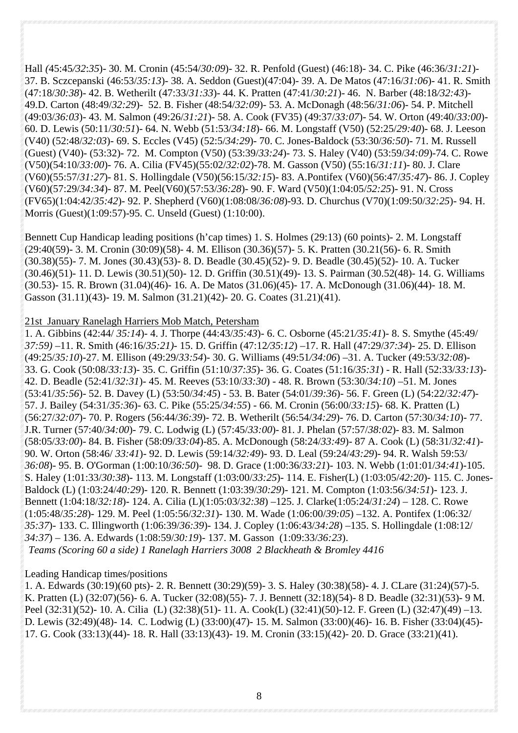Hall *(*45:45*/32:35*)- 30. M. Cronin (45:54/*30:09*)- 32. R. Penfold (Guest) (46:18)- 34. C. Pike (46:36/*31:21*)- 37. B. Sczcepanski (46:53/*35:13*)- 38. A. Seddon (Guest)(47:04)- 39. A. De Matos (47:16/*31:06*)- 41. R. Smith (47:18/*30:38*)- 42. B. Wetherilt (47:33/*31:33*)- 44. K. Pratten (47:41/*30:21*)- 46. N. Barber (48:18/*32:43*)- 49.D. Carton (48:49/*32:29*)- 52. B. Fisher (48:54/*32:09*)- 53. A. McDonagh (48:56/*31:06*)- 54. P. Mitchell (49:03/*36:03*)- 43. M. Salmon (49:26/*31:21*)- 58. A. Cook (FV35) (49:37/*33:07*)- 54. W. Orton (49:40/*33:00*)- 60. D. Lewis (50:11/*30:51*)- 64. N. Webb (51:53/*34:18*)- 66. M. Longstaff (V50) (52:25/*29:40*)- 68. J. Leeson (V40) (52:48/*32:03*)- 69. S. Eccles (V45) (52:5/*34:29*)- 70. C. Jones-Baldock (53:30/*36:50*)- 71. M. Russell (Guest) (V40)- (53:32)- 72. M. Compton (V50) (53:39/*33:24*)- 73. S. Haley (V40) (53:59/*34:09*)-74. C. Rowe (V50)(54:10/*33:00*)- 76. A. Cilia (FV45)(55:02/*32:02*)-78. M. Gasson (V50) (55:16/*31:11*)- 80. J. Clare (V60)(55:57/*31:27*)- 81. S. Hollingdale (V50)(56:15/*32:15*)- 83. A.Pontifex (V60)(56:47/*35:47*)- 86. J. Copley (V60)(57:29/*34:34*)- 87. M. Peel(V60)(57:53/*36:28*)- 90. F. Ward (V50)(1:04:05/*52:25*)- 91. N. Cross (FV65)(1:04:42/*35:42*)- 92. P. Shepherd (V60)(1:08:08/*36:08*)-93. D. Churchus (V70)(1:09:50/*32:25*)- 94. H. Morris (Guest)(1:09:57)-95. C. Unseld (Guest) (1:10:00).

Bennett Cup Handicap leading positions (h'cap times) 1. S. Holmes (29:13) (60 points)- 2. M. Longstaff (29:40(59)- 3. M. Cronin (30:09)(58)- 4. M. Ellison (30.36)(57)- 5. K. Pratten (30.21(56)- 6. R. Smith (30.38)(55)- 7. M. Jones (30.43)(53)- 8. D. Beadle (30.45)(52)- 9. D. Beadle (30.45)(52)- 10. A. Tucker (30.46)(51)- 11. D. Lewis (30.51)(50)- 12. D. Griffin (30.51)(49)- 13. S. Pairman (30.52)(48)- 14. G. Williams (30.53)- 15. R. Brown (31.04)(46)- 16. A. De Matos (31.06)(45)- 17. A. McDonough (31.06)(44)- 18. M. Gasson (31.11)(43)- 19. M. Salmon (31.21)(42)- 20. G. Coates (31.21)(41).

21st January Ranelagh Harriers Mob Match, Petersham

1. A. Gibbins (42:44/ *35:14*)- 4. J. Thorpe (44:43/*35:43*)- 6. C. Osborne (45:21*/35:41*)- 8. S. Smythe (45:49/ *37:59)* –11. R. Smith (46:16/*35:21)*- 15. D. Griffin (47:12*/35:12*) –17. R. Hall (47:29/*37:34*)- 25. D. Ellison (49:25/*35:10*)-27. M. Ellison (49:29/*33:54*)- 30. G. Williams (49:51*/34:06*) –31. A. Tucker (49:53/*32:08*)- 33. G. Cook (50:08/*33:13*)- 35. C. Griffin (51:10/*37:35*)- 36. G. Coates (51:16/*35:31*) - R. Hall (52:33/*33:13*)- 42. D. Beadle (52:41/*32:31*)- 45. M. Reeves (53:10/*33:30*) - 48. R. Brown (53:30/*34:10*) –51. M. Jones (53:41/*35:56*)- 52. B. Davey (L) (53:50/*34:45*) - 53. B. Bater (54:01/*39:36*)- 56. F. Green (L) (54:22/*32:47*)- 57. J. Bailey (54:31/*35:36*)- 63. C. Pike (55:25/*34:55*) - 66. M. Cronin (56:00/*33:15*)- 68. K. Pratten (L) (56:27/*32:07*)- 70. P. Rogers (56:44/*36:39*)- 72. B. Wetherilt (56:54/*34:29*)- 76. D. Carton (57:30/*34:10*)- 77. J.R. Turner (57:40/*34:00*)- 79. C. Lodwig (L) (57:45/*33:00*)- 81. J. Phelan (57:57/*38:02*)- 83. M. Salmon (58:05/*33:00*)- 84. B. Fisher (58:09/*33:04*)-85. A. McDonough (58:24/*33:49*)- 87 A. Cook (L) (58:31/*32:41*)- 90. W. Orton (58:46/ *33:41*)- 92. D. Lewis (59:14/*32:49*)- 93. D. Leal (59:24/*43:29*)- 94. R. Walsh 59:53/ *36:08*)- 95. B. O'Gorman (1:00:10/*36:50*)- 98. D. Grace (1:00:36/*33:21*)- 103. N. Webb (1:01:01/*34:41*)-105. S. Haley (1:01:33/*30:38*)- 113. M. Longstaff (1:03:00/*33:25*)- 114. E. Fisher(L) (1:03:05/*42:20*)- 115. C. Jones-Baldock (L) (1:03:24/*40:29*)- 120. R. Bennett (1:03:39/*30:29*)- 121. M. Compton (1:03:56/*34:51*)- 123. J. Bennett (1:04:18/*32:18*)- 124. A. Cilia (L)(1:05:03/*32:38*) –125. J. Clarke(1:05:24/*31:24*) – 128. C. Rowe (1:05:48/*35:28*)- 129. M. Peel (1:05:56/*32:31*)- 130. M. Wade (1:06:00/*39:05*) –132. A. Pontifex (1:06:32/ *35:37*)- 133. C. Illingworth (1:06:39/*36:39*)- 134. J. Copley (1:06:43/*34:28*) –135. S. Hollingdale (1:08:12/ *34:37*) – 136. A. Edwards (1:08:59/*30:19*)- 137. M. Gasson (1:09:33/*36:23*).

*Teams (Scoring 60 a side) 1 Ranelagh Harriers 3008 2 Blackheath & Bromley 4416*

Leading Handicap times/positions

1. A. Edwards (30:19)(60 pts)- 2. R. Bennett (30:29)(59)- 3. S. Haley (30:38)(58)- 4. J. CLare (31:24)(57)-5. K. Pratten (L) (32:07)(56)- 6. A. Tucker (32:08)(55)- 7. J. Bennett (32:18)(54)- 8 D. Beadle (32:31)(53)- 9 M. Peel (32:31)(52)- 10. A. Cilia (L) (32:38)(51)- 11. A. Cook(L) (32:41)(50)-12. F. Green (L) (32:47)(49) –13. D. Lewis (32:49)(48)- 14. C. Lodwig (L) (33:00)(47)- 15. M. Salmon (33:00)(46)- 16. B. Fisher (33:04)(45)- 17. G. Cook (33:13)(44)- 18. R. Hall (33:13)(43)- 19. M. Cronin (33:15)(42)- 20. D. Grace (33:21)(41).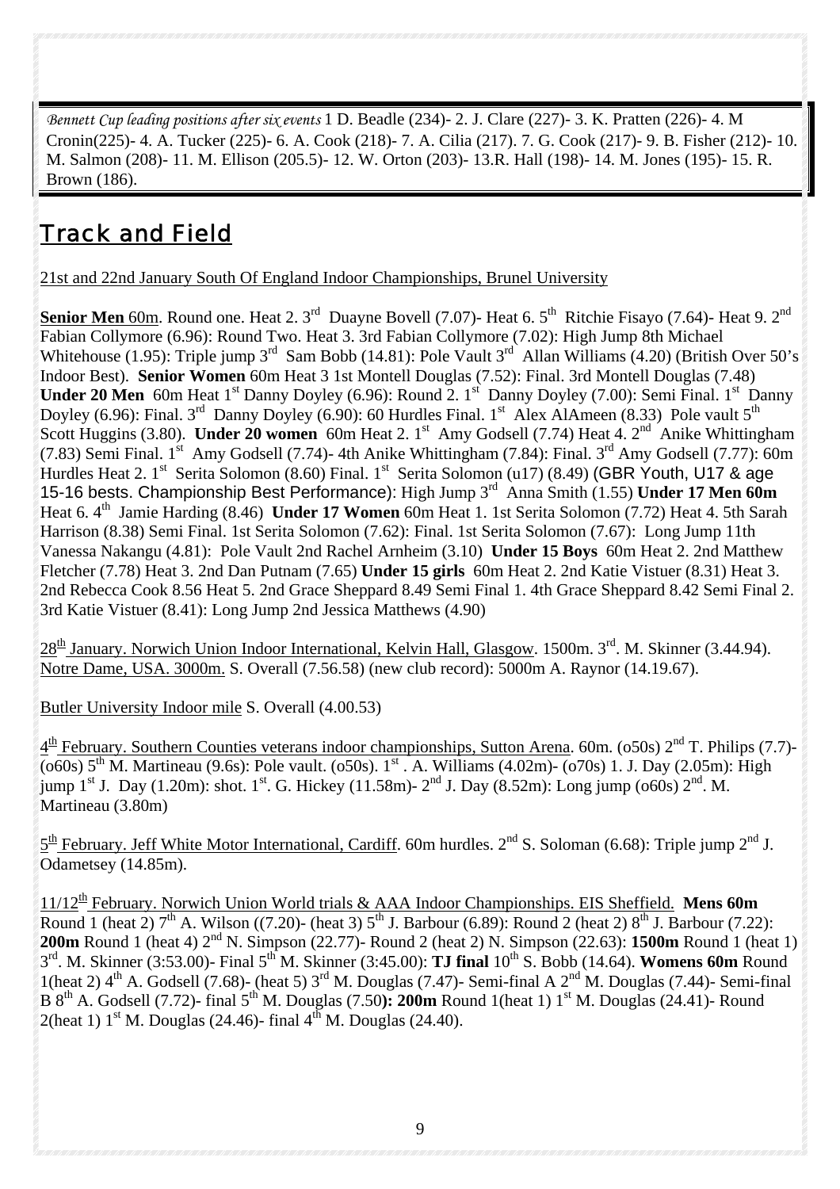*Bennett Cup leading positions after six events* 1 D. Beadle (234)- 2. J. Clare (227)- 3. K. Pratten (226)- 4. M Cronin(225)- 4. A. Tucker (225)- 6. A. Cook (218)- 7. A. Cilia (217). 7. G. Cook (217)- 9. B. Fisher (212)- 10. M. Salmon (208)- 11. M. Ellison (205.5)- 12. W. Orton (203)- 13.R. Hall (198)- 14. M. Jones (195)- 15. R. Brown (186).

## Track and Field

21st and 22nd January South Of England Indoor Championships, Brunel University

**Senior Men** 60m. Round one. Heat 2. 3rd Duayne Bovell (7.07)- Heat 6. 5th Ritchie Fisayo (7.64)- Heat 9. 2nd Fabian Collymore (6.96): Round Two. Heat 3. 3rd Fabian Collymore (7.02): High Jump 8th Michael Whitehouse (1.95): Triple jump 3rd Sam Bobb (14.81): Pole Vault 3rd Allan Williams (4.20) (British Over 50's Indoor Best). **Senior Women** 60m Heat 3 1st Montell Douglas (7.52): Final. 3rd Montell Douglas (7.48) **Under 20 Men** 60m Heat 1st Danny Doyley (6.96): Round 2. 1st Danny Doyley (7.00): Semi Final. 1st Danny Doyley (6.96): Final. 3rd Danny Doyley (6.90): 60 Hurdles Final. 1st Alex AlAmeen (8.33) Pole vault 5th Scott Huggins (3.80). **Under 20 women** 60m Heat 2. 1st Amy Godsell (7.74) Heat 4. 2nd Anike Whittingham (7.83) Semi Final. 1st Amy Godsell (7.74)- 4th Anike Whittingham (7.84): Final. 3rd Amy Godsell (7.77): 60m Hurdles Heat 2. 1st Serita Solomon (8.60) Final. 1st Serita Solomon (u17) (8.49) (GBR Youth, U17 & age 15-16 bests. Championship Best Performance): High Jump 3rd Anna Smith (1.55) **Under 17 Men 60m** Heat 6. 4th Jamie Harding (8.46) **Under 17 Women** 60m Heat 1. 1st Serita Solomon (7.72) Heat 4. 5th Sarah Harrison (8.38) Semi Final. 1st Serita Solomon (7.62): Final. 1st Serita Solomon (7.67): Long Jump 11th Vanessa Nakangu (4.81): Pole Vault 2nd Rachel Arnheim (3.10) **Under 15 Boys** 60m Heat 2. 2nd Matthew Fletcher (7.78) Heat 3. 2nd Dan Putnam (7.65) **Under 15 girls** 60m Heat 2. 2nd Katie Vistuer (8.31) Heat 3. 2nd Rebecca Cook 8.56 Heat 5. 2nd Grace Sheppard 8.49 Semi Final 1. 4th Grace Sheppard 8.42 Semi Final 2. 3rd Katie Vistuer (8.41): Long Jump 2nd Jessica Matthews (4.90)

28th January. Norwich Union Indoor International, Kelvin Hall, Glasgow. 1500m. 3rd. M. Skinner (3.44.94). Notre Dame, USA. 3000m. S. Overall (7.56.58) (new club record): 5000m A. Raynor (14.19.67).

Butler University Indoor mile S. Overall (4.00.53)

4th February. Southern Counties veterans indoor championships, Sutton Arena. 60m. (o50s) 2nd T. Philips (7.7)- (o60s) 5th M. Martineau (9.6s): Pole vault. (o50s). 1st . A. Williams (4.02m)- (o70s) 1. J. Day (2.05m): High jump 1st J. Day (1.20m): shot. 1st. G. Hickey (11.58m)- 2nd J. Day (8.52m): Long jump (o60s) 2nd. M. Martineau (3.80m)

5th February. Jeff White Motor International, Cardiff. 60m hurdles. 2nd S. Soloman (6.68): Triple jump 2nd J. Odametsey (14.85m).

11/12th February. Norwich Union World trials & AAA Indoor Championships. EIS Sheffield. **Mens 60m** Round 1 (heat 2) 7th A. Wilson ((7.20)- (heat 3) 5th J. Barbour (6.89): Round 2 (heat 2) 8th J. Barbour (7.22): **200m** Round 1 (heat 4) 2nd N. Simpson (22.77)- Round 2 (heat 2) N. Simpson (22.63): **1500m** Round 1 (heat 1) 3rd. M. Skinner (3:53.00)- Final 5th M. Skinner (3:45.00): **TJ final** 10th S. Bobb (14.64). **Womens 60m** Round 1(heat 2) 4th A. Godsell (7.68)- (heat 5) 3rd M. Douglas (7.47)- Semi-final A 2nd M. Douglas (7.44)- Semi-final B 8th A. Godsell (7.72)- final 5th M. Douglas (7.50**): 200m** Round 1(heat 1) 1st M. Douglas (24.41)- Round 2(heat 1) 1st M. Douglas (24.46)- final 4th M. Douglas (24.40).